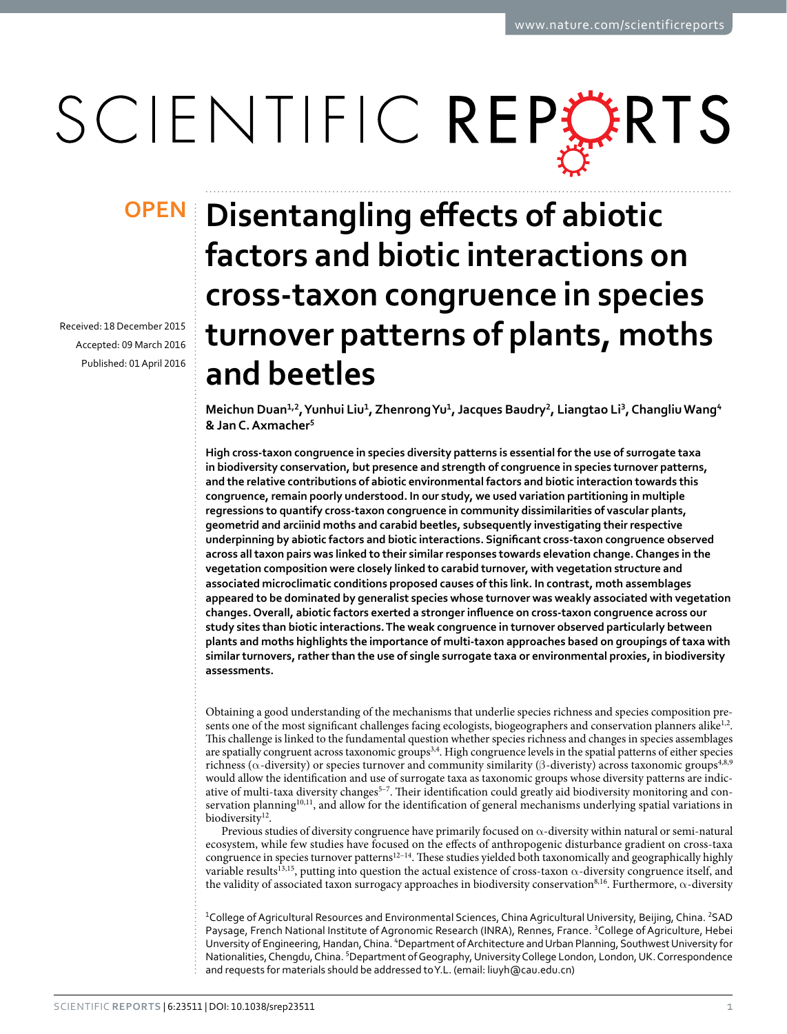# Disentangling effects of abiotic factors and biotic interactions on cross-taxon congruence in species turnover patterns of plants, moths and beetles

Received: 18 December 2015
Accepted: 09 March 2016
Published: 01 April 2016

Meichun Duan[1,2], Yunhui Liu[1], Zhenrong Yu[1], Jacques Baudry[2], Liangtao Li[3], Changliu Wang[4] & Jan C. Axmacher[5]

**High cross-taxon congruence in species diversity patterns is essential for the use of surrogate taxa in biodiversity conservation, but presence and strength of congruence in species turnover patterns, and the relative contributions of abiotic environmental factors and biotic interaction towards this congruence, remain poorly understood. In our study, we used variation partitioning in multiple regressions to quantify cross-taxon congruence in community dissimilarities of vascular plants, geometrid and arciinid moths and carabid beetles, subsequently investigating their respective underpinning by abiotic factors and biotic interactions. Significant cross-taxon congruence observed across all taxon pairs was linked to their similar responses towards elevation change. Changes in the vegetation composition were closely linked to carabid turnover, with vegetation structure and associated microclimatic conditions proposed causes of this link. In contrast, moth assemblages appeared to be dominated by generalist species whose turnover was weakly associated with vegetation changes. Overall, abiotic factors exerted a stronger influence on cross-taxon congruence across our study sites than biotic interactions. The weak congruence in turnover observed particularly between plants and moths highlights the importance of multi-taxon approaches based on groupings of taxa with similar turnovers, rather than the use of single surrogate taxa or environmental proxies, in biodiversity assessments.**

Obtaining a good understanding of the mechanisms that underlie species richness and species composition presents one of the most significant challenges facing ecologists, biogeographers and conservation planners alike[1,2]. This challenge is linked to the fundamental question whether species richness and changes in species assemblages are spatially congruent across taxonomic groups[3,4]. High congruence levels in the spatial patterns of either species richness ($\alpha$-diversity) or species turnover and community similarity ($\beta$-diveristy) across taxonomic groups[4,8,9] would allow the identification and use of surrogate taxa as taxonomic groups whose diversity patterns are indicative of multi-taxa diversity changes[5–7]. Their identification could greatly aid biodiversity monitoring and conservation planning[10,11], and allow for the identification of general mechanisms underlying spatial variations in biodiversity[12].

Previous studies of diversity congruence have primarily focused on $\alpha$-diversity within natural or semi-natural ecosystem, while few studies have focused on the effects of anthropogenic disturbance gradient on cross-taxa congruence in species turnover patterns[12–14]. These studies yielded both taxonomically and geographically highly variable results[13,15], putting into question the actual existence of cross-taxon $\alpha$-diversity congruence itself, and the validity of associated taxon surrogacy approaches in biodiversity conservation[8,16]. Furthermore, $\alpha$-diversity

[1]College of Agricultural Resources and Environmental Sciences, China Agricultural University, Beijing, China. [2]SAD Paysage, French National Institute of Agronomic Research (INRA), Rennes, France. [3]College of Agriculture, Hebei University of Engineering, Handan, China. [4]Department of Architecture and Urban Planning, Southwest University for Nationalities, Chengdu, China. [5]Department of Geography, University College London, London, UK. Correspondence and requests for materials should be addressed to Y.L. (email: liuyh@cau.edu.cn)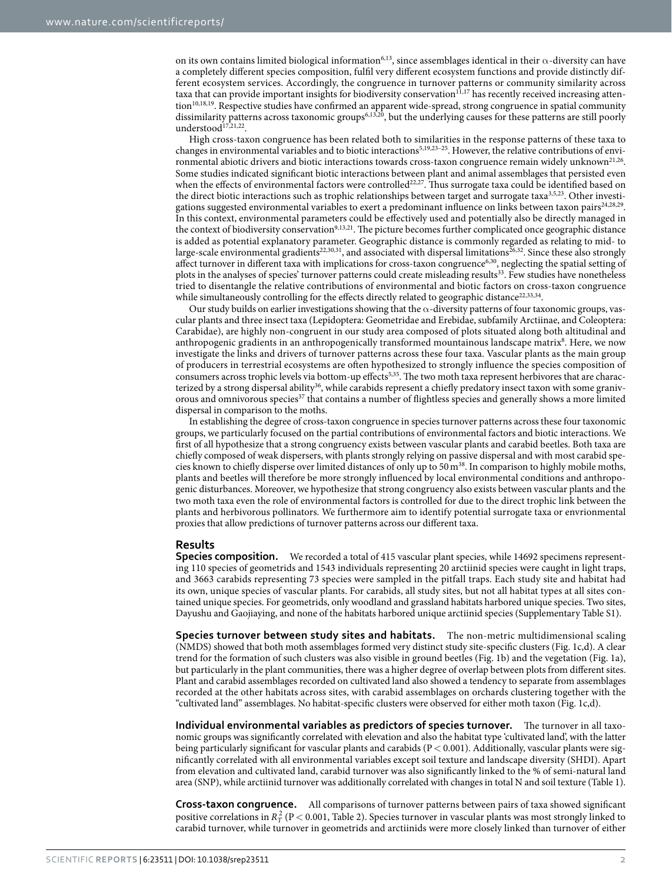on its own contains limited biological information[6,13], since assemblages identical in their α-diversity can have a completely different species composition, fulfil very different ecosystem functions and provide distinctly different ecosystem services. Accordingly, the congruence in turnover patterns or community similarity across taxa that can provide important insights for biodiversity conservation[11,17] has recently received increasing attention[10,18,19]. Respective studies have confirmed an apparent wide-spread, strong congruence in spatial community dissimilarity patterns across taxonomic groups[6,13,20], but the underlying causes for these patterns are still poorly understood[17,21,22].

High cross-taxon congruence has been related both to similarities in the response patterns of these taxa to changes in environmental variables and to biotic interactions[5,19,23–25]. However, the relative contributions of environmental abiotic drivers and biotic interactions towards cross-taxon congruence remain widely unknown[21,26]. Some studies indicated significant biotic interactions between plant and animal assemblages that persisted even when the effects of environmental factors were controlled[22,27]. Thus surrogate taxa could be identified based on the direct biotic interactions such as trophic relationships between target and surrogate taxa[3,5,23]. Other investigations suggested environmental variables to exert a predominant influence on links between taxon pairs[24,28,29]. In this context, environmental parameters could be effectively used and potentially also be directly managed in the context of biodiversity conservation[9,13,21]. The picture becomes further complicated once geographic distance is added as potential explanatory parameter. Geographic distance is commonly regarded as relating to mid- to large-scale environmental gradients[22,30,31], and associated with dispersal limitations[26,32]. Since these also strongly affect turnover in different taxa with implications for cross-taxon congruence[6,30], neglecting the spatial setting of plots in the analyses of species' turnover patterns could create misleading results[33]. Few studies have nonetheless tried to disentangle the relative contributions of environmental and biotic factors on cross-taxon congruence while simultaneously controlling for the effects directly related to geographic distance[22,33,34].

Our study builds on earlier investigations showing that the α-diversity patterns of four taxonomic groups, vascular plants and three insect taxa (Lepidoptera: Geometridae and Erebidae, subfamily Arctiinae, and Coleoptera: Carabidae), are highly non-congruent in our study area composed of plots situated along both altitudinal and anthropogenic gradients in an anthropogenically transformed mountainous landscape matrix[8]. Here, we now investigate the links and drivers of turnover patterns across these four taxa. Vascular plants as the main group of producers in terrestrial ecosystems are often hypothesized to strongly influence the species composition of consumers across trophic levels via bottom-up effects[5,35]. The two moth taxa represent herbivores that are characterized by a strong dispersal ability[36], while carabids represent a chiefly predatory insect taxon with some granivorous and omnivorous species[37] that contains a number of flightless species and generally shows a more limited dispersal in comparison to the moths.

In establishing the degree of cross-taxon congruence in species turnover patterns across these four taxonomic groups, we particularly focused on the partial contributions of environmental factors and biotic interactions. We first of all hypothesize that a strong congruency exists between vascular plants and carabid beetles. Both taxa are chiefly composed of weak dispersers, with plants strongly relying on passive dispersal and with most carabid species known to chiefly disperse over limited distances of only up to 50 m[38]. In comparison to highly mobile moths, plants and beetles will therefore be more strongly influenced by local environmental conditions and anthropogenic disturbances. Moreover, we hypothesize that strong congruency also exists between vascular plants and the two moth taxa even the role of environmental factors is controlled for due to the direct trophic link between the plants and herbivorous pollinators. We furthermore aim to identify potential surrogate taxa or envrionmental proxies that allow predictions of turnover patterns across our different taxa.

## Results

**Species composition.** We recorded a total of 415 vascular plant species, while 14692 specimens representing 110 species of geometrids and 1543 individuals representing 20 arctiinid species were caught in light traps, and 3663 carabids representing 73 species were sampled in the pitfall traps. Each study site and habitat had its own, unique species of vascular plants. For carabids, all study sites, but not all habitat types at all sites contained unique species. For geometrids, only woodland and grassland habitats harbored unique species. Two sites, Dayushu and Gaojiaying, and none of the habitats harbored unique arctiinid species (Supplementary Table S1).

**Species turnover between study sites and habitats.** The non-metric multidimensional scaling (NMDS) showed that both moth assemblages formed very distinct study site-specific clusters (Fig. 1c,d). A clear trend for the formation of such clusters was also visible in ground beetles (Fig. 1b) and the vegetation (Fig. 1a), but particularly in the plant communities, there was a higher degree of overlap between plots from different sites. Plant and carabid assemblages recorded on cultivated land also showed a tendency to separate from assemblages recorded at the other habitats across sites, with carabid assemblages on orchards clustering together with the "cultivated land" assemblages. No habitat-specific clusters were observed for either moth taxon (Fig. 1c,d).

**Individual environmental variables as predictors of species turnover.** The turnover in all taxonomic groups was significantly correlated with elevation and also the habitat type 'cultivated land', with the latter being particularly significant for vascular plants and carabids ($P < 0.001$). Additionally, vascular plants were significantly correlated with all environmental variables except soil texture and landscape diversity (SHDI). Apart from elevation and cultivated land, carabid turnover was also significantly linked to the % of semi-natural land area (SNP), while arctiinid turnover was additionally correlated with changes in total N and soil texture (Table 1).

**Cross-taxon congruence.** All comparisons of turnover patterns between pairs of taxa showed significant positive correlations in $R_T^2$ ($P < 0.001$, Table 2). Species turnover in vascular plants was most strongly linked to carabid turnover, while turnover in geometrids and arctiinids were more closely linked than turnover of either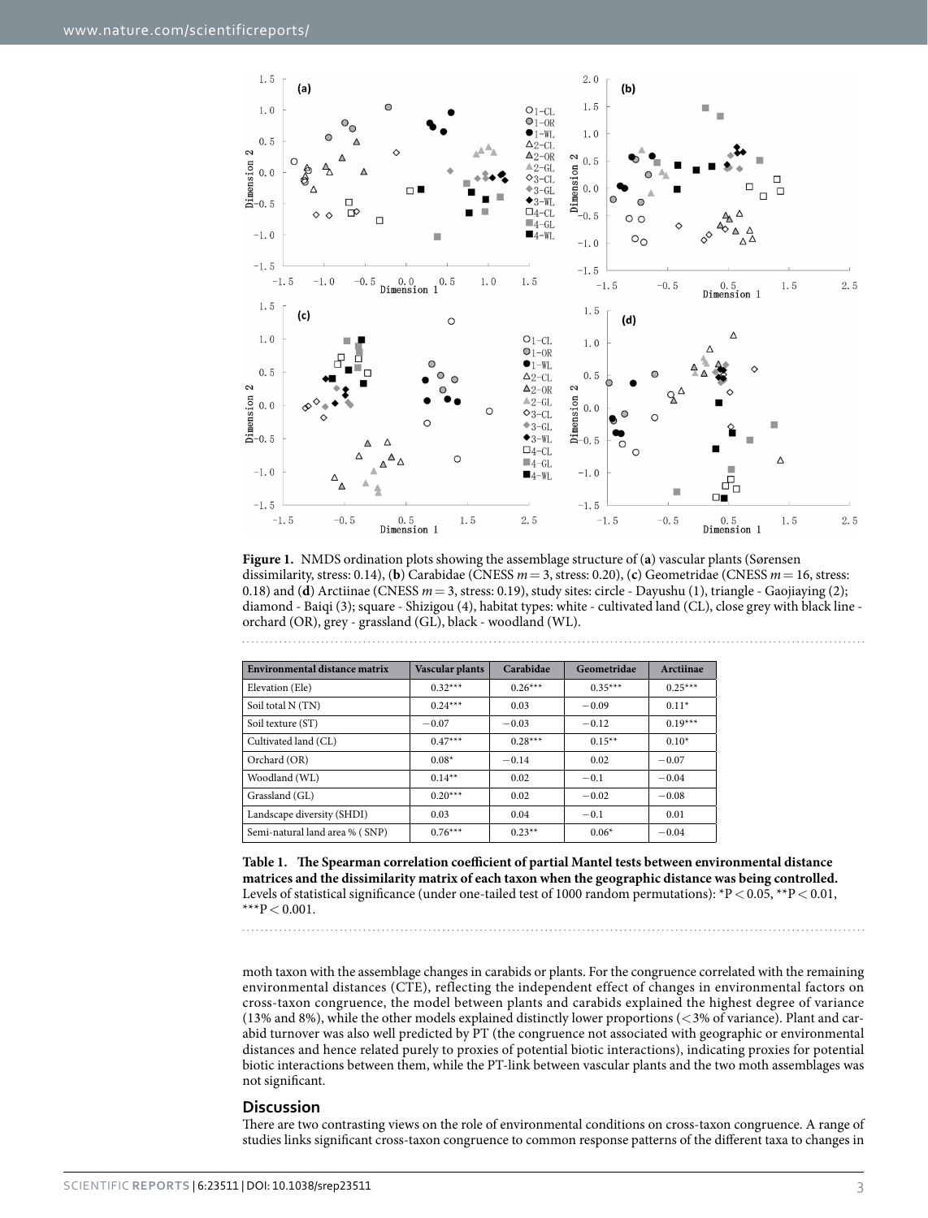**Figure 1.** NMDS ordination plots showing the assemblage structure of (**a**) vascular plants (Sørensen dissimilarity, stress: 0.14), (**b**) Carabidae (CNESS $m = 3$, stress: 0.20), (**c**) Geometridae (CNESS $m = 16$, stress: 0.18) and (**d**) Arctiinae (CNESS $m = 3$, stress: 0.19), study sites: circle - Dayushu (1), triangle - Gaojiaying (2); diamond - Baiqi (3); square - Shizigou (4), habitat types: white - cultivated land (CL), close grey with black line - orchard (OR), grey - grassland (GL), black - woodland (WL).

| Environmental distance matrix | Vascular plants | Carabidae | Geometridae | Arctiinae |
|---|---|---|---|---|
| Elevation (Ele) | 0.32*** | 0.26*** | 0.35*** | 0.25*** |
| Soil total N (TN) | 0.24*** | 0.03 | −0.09 | 0.11* |
| Soil texture (ST) | −0.07 | −0.03 | −0.12 | 0.19*** |
| Cultivated land (CL) | 0.47*** | 0.28*** | 0.15** | 0.10* |
| Orchard (OR) | 0.08* | −0.14 | 0.02 | −0.07 |
| Woodland (WL) | 0.14** | 0.02 | −0.1 | −0.04 |
| Grassland (GL) | 0.20*** | 0.02 | −0.02 | −0.08 |
| Landscape diversity (SHDI) | 0.03 | 0.04 | −0.1 | 0.01 |
| Semi-natural land area % (SNP) | 0.76*** | 0.23** | 0.06* | −0.04 |

**Table 1. The Spearman correlation coefficient of partial Mantel tests between environmental distance matrices and the dissimilarity matrix of each taxon when the geographic distance was being controlled.** Levels of statistical significance (under one-tailed test of 1000 random permutations): *$P < 0.05$, **$P < 0.01$, ***$P < 0.001$.

moth taxon with the assemblage changes in carabids or plants. For the congruence correlated with the remaining environmental distances (CTE), reflecting the independent effect of changes in environmental factors on cross-taxon congruence, the model between plants and carabids explained the highest degree of variance (13% and 8%), while the other models explained distinctly lower proportions (<3% of variance). Plant and carabid turnover was also well predicted by PT (the congruence not associated with geographic or environmental distances and hence related purely to proxies of potential biotic interactions), indicating proxies for potential biotic interactions between them, while the PT-link between vascular plants and the two moth assemblages was not significant.

## Discussion

There are two contrasting views on the role of environmental conditions on cross-taxon congruence. A range of studies links significant cross-taxon congruence to common response patterns of the different taxa to changes in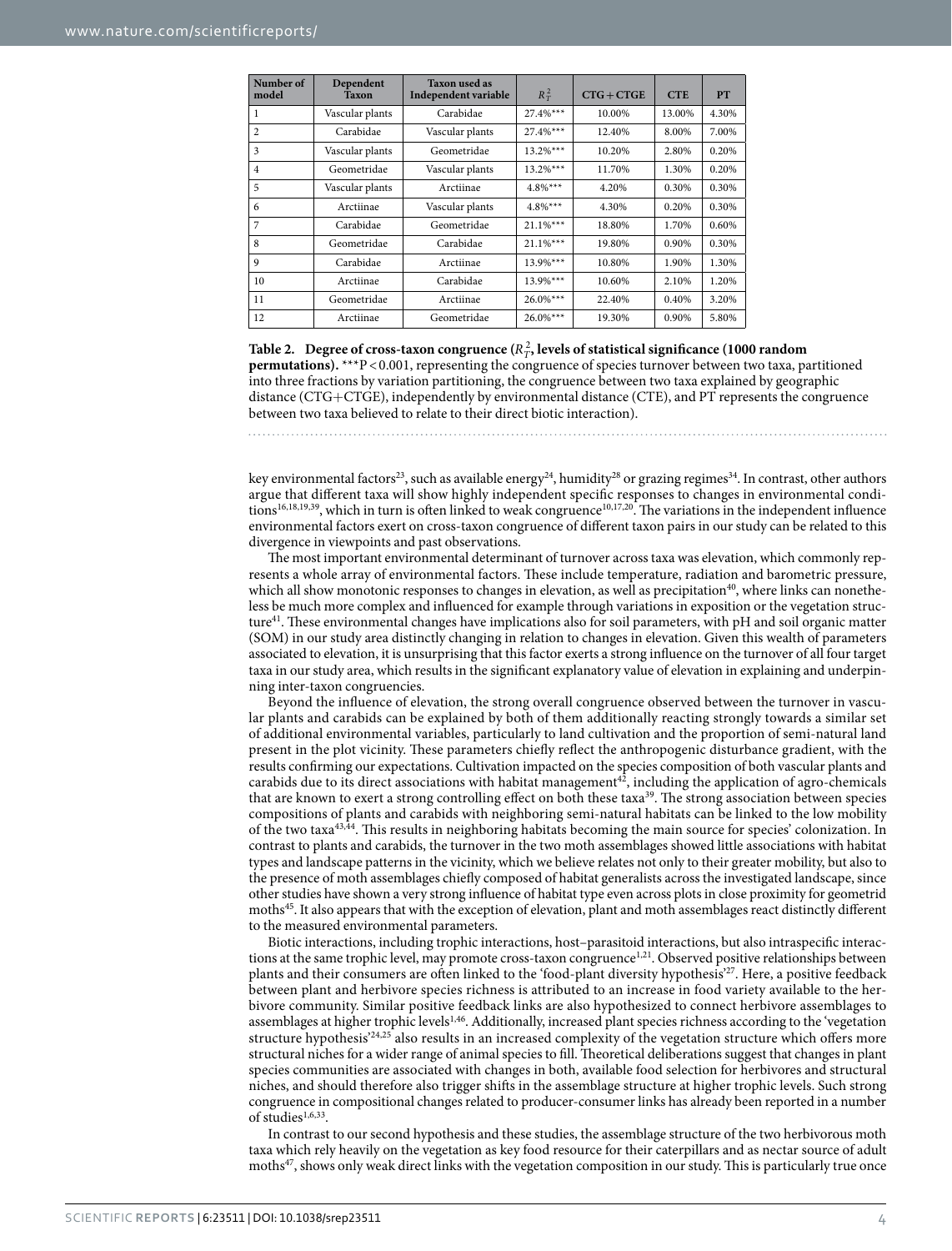| Number of model | Dependent Taxon | Taxon used as Independent variable | $R_T^2$ | CTG + CTGE | CTE | PT |
|---|---|---|---|---|---|---|
| 1 | Vascular plants | Carabidae | 27.4%*** | 10.00% | 13.00% | 4.30% |
| 2 | Carabidae | Vascular plants | 27.4%*** | 12.40% | 8.00% | 7.00% |
| 3 | Vascular plants | Geometridae | 13.2%*** | 10.20% | 2.80% | 0.20% |
| 4 | Geometridae | Vascular plants | 13.2%*** | 11.70% | 1.30% | 0.20% |
| 5 | Vascular plants | Arctiinae | 4.8%*** | 4.20% | 0.30% | 0.30% |
| 6 | Arctiinae | Vascular plants | 4.8%*** | 4.30% | 0.20% | 0.30% |
| 7 | Carabidae | Geometridae | 21.1%*** | 18.80% | 1.70% | 0.60% |
| 8 | Geometridae | Carabidae | 21.1%*** | 19.80% | 0.90% | 0.30% |
| 9 | Carabidae | Arctiinae | 13.9%*** | 10.80% | 1.90% | 1.30% |
| 10 | Arctiinae | Carabidae | 13.9%*** | 10.60% | 2.10% | 1.20% |
| 11 | Geometridae | Arctiinae | 26.0%*** | 22.40% | 0.40% | 3.20% |
| 12 | Arctiinae | Geometridae | 26.0%*** | 19.30% | 0.90% | 5.80% |

**Table 2. Degree of cross-taxon congruence ($R_T^2$, levels of statistical significance (1000 random permutations).** ***P < 0.001, representing the congruence of species turnover between two taxa, partitioned into three fractions by variation partitioning, the congruence between two taxa explained by geographic distance (CTG+CTGE), independently by environmental distance (CTE), and PT represents the congruence between two taxa believed to relate to their direct biotic interaction).

key environmental factors[23], such as available energy[24], humidity[28] or grazing regimes[34]. In contrast, other authors argue that different taxa will show highly independent specific responses to changes in environmental conditions[16,18,19,39], which in turn is often linked to weak congruence[10,17,20]. The variations in the independent influence environmental factors exert on cross-taxon congruence of different taxon pairs in our study can be related to this divergence in viewpoints and past observations.

The most important environmental determinant of turnover across taxa was elevation, which commonly represents a whole array of environmental factors. These include temperature, radiation and barometric pressure, which all show monotonic responses to changes in elevation, as well as precipitation[40], where links can nonetheless be much more complex and influenced for example through variations in exposition or the vegetation structure[41]. These environmental changes have implications also for soil parameters, with pH and soil organic matter (SOM) in our study area distinctly changing in relation to changes in elevation. Given this wealth of parameters associated to elevation, it is unsurprising that this factor exerts a strong influence on the turnover of all four target taxa in our study area, which results in the significant explanatory value of elevation in explaining and underpinning inter-taxon congruencies.

Beyond the influence of elevation, the strong overall congruence observed between the turnover in vascular plants and carabids can be explained by both of them additionally reacting strongly towards a similar set of additional environmental variables, particularly to land cultivation and the proportion of semi-natural land present in the plot vicinity. These parameters chiefly reflect the anthropogenic disturbance gradient, with the results confirming our expectations. Cultivation impacted on the species composition of both vascular plants and carabids due to its direct associations with habitat management[42], including the application of agro-chemicals that are known to exert a strong controlling effect on both these taxa[39]. The strong association between species compositions of plants and carabids with neighboring semi-natural habitats can be linked to the low mobility of the two taxa[43,44]. This results in neighboring habitats becoming the main source for species' colonization. In contrast to plants and carabids, the turnover in the two moth assemblages showed little associations with habitat types and landscape patterns in the vicinity, which we believe relates not only to their greater mobility, but also to the presence of moth assemblages chiefly composed of habitat generalists across the investigated landscape, since other studies have shown a very strong influence of habitat type even across plots in close proximity for geometrid moths[45]. It also appears that with the exception of elevation, plant and moth assemblages react distinctly different to the measured environmental parameters.

Biotic interactions, including trophic interactions, host–parasitoid interactions, but also intraspecific interactions at the same trophic level, may promote cross-taxon congruence[1,21]. Observed positive relationships between plants and their consumers are often linked to the 'food-plant diversity hypothesis'[27]. Here, a positive feedback between plant and herbivore species richness is attributed to an increase in food variety available to the herbivore community. Similar positive feedback links are also hypothesized to connect herbivore assemblages to assemblages at higher trophic levels[1,46]. Additionally, increased plant species richness according to the 'vegetation structure hypothesis'[24,25] also results in an increased complexity of the vegetation structure which offers more structural niches for a wider range of animal species to fill. Theoretical deliberations suggest that changes in plant species communities are associated with changes in both, available food selection for herbivores and structural niches, and should therefore also trigger shifts in the assemblage structure at higher trophic levels. Such strong congruence in compositional changes related to producer-consumer links has already been reported in a number of studies[1,6,33].

In contrast to our second hypothesis and these studies, the assemblage structure of the two herbivorous moth taxa which rely heavily on the vegetation as key food resource for their caterpillars and as nectar source of adult moths[47], shows only weak direct links with the vegetation composition in our study. This is particularly true once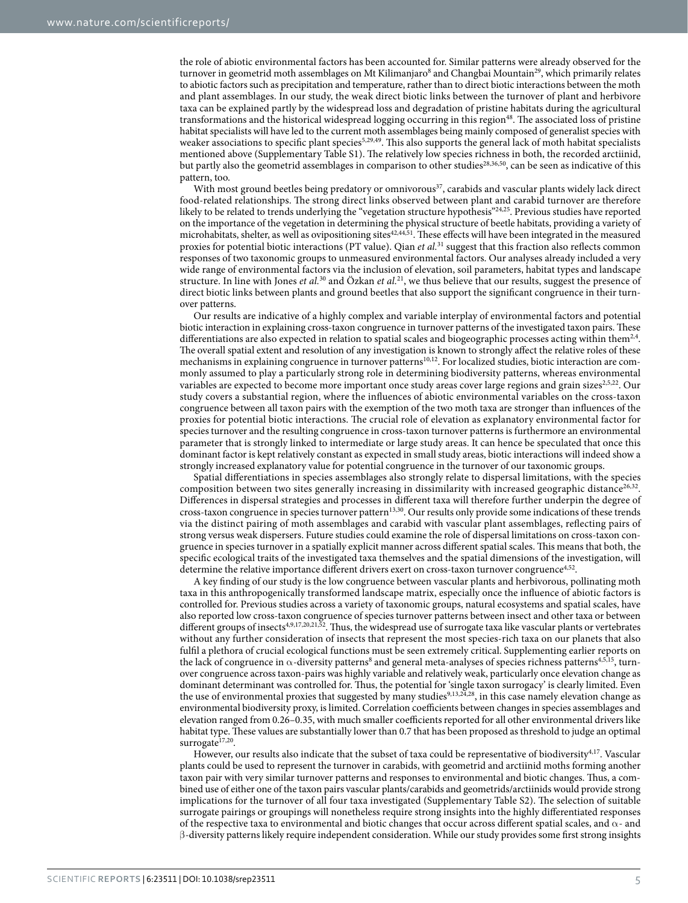the role of abiotic environmental factors has been accounted for. Similar patterns were already observed for the turnover in geometrid moth assemblages on Mt Kilimanjaro[8] and Changbai Mountain[29], which primarily relates to abiotic factors such as precipitation and temperature, rather than to direct biotic interactions between the moth and plant assemblages. In our study, the weak direct biotic links between the turnover of plant and herbivore taxa can be explained partly by the widespread loss and degradation of pristine habitats during the agricultural transformations and the historical widespread logging occurring in this region[48]. The associated loss of pristine habitat specialists will have led to the current moth assemblages being mainly composed of generalist species with weaker associations to specific plant species[5,29,49]. This also supports the general lack of moth habitat specialists mentioned above (Supplementary Table S1). The relatively low species richness in both, the recorded arctiinid, but partly also the geometrid assemblages in comparison to other studies[28,36,50], can be seen as indicative of this pattern, too.

With most ground beetles being predatory or omnivorous[37], carabids and vascular plants widely lack direct food-related relationships. The strong direct links observed between plant and carabid turnover are therefore likely to be related to trends underlying the "vegetation structure hypothesis"[24,25]. Previous studies have reported on the importance of the vegetation in determining the physical structure of beetle habitats, providing a variety of microhabitats, shelter, as well as ovipositioning sites[42,44,51]. These effects will have been integrated in the measured proxies for potential biotic interactions (PT value). Qian *et al.*[31] suggest that this fraction also reflects common responses of two taxonomic groups to unmeasured environmental factors. Our analyses already included a very wide range of environmental factors via the inclusion of elevation, soil parameters, habitat types and landscape structure. In line with Jones *et al.*[30] and Özkan *et al.*[21], we thus believe that our results, suggest the presence of direct biotic links between plants and ground beetles that also support the significant congruence in their turnover patterns.

Our results are indicative of a highly complex and variable interplay of environmental factors and potential biotic interaction in explaining cross-taxon congruence in turnover patterns of the investigated taxon pairs. These differentiations are also expected in relation to spatial scales and biogeographic processes acting within them[2,4]. The overall spatial extent and resolution of any investigation is known to strongly affect the relative roles of these mechanisms in explaining congruence in turnover patterns[10,12]. For localized studies, biotic interaction are commonly assumed to play a particularly strong role in determining biodiversity patterns, whereas environmental variables are expected to become more important once study areas cover large regions and grain sizes[2,5,22]. Our study covers a substantial region, where the influences of abiotic environmental variables on the cross-taxon congruence between all taxon pairs with the exemption of the two moth taxa are stronger than influences of the proxies for potential biotic interactions. The crucial role of elevation as explanatory environmental factor for species turnover and the resulting congruence in cross-taxon turnover patterns is furthermore an environmental parameter that is strongly linked to intermediate or large study areas. It can hence be speculated that once this dominant factor is kept relatively constant as expected in small study areas, biotic interactions will indeed show a strongly increased explanatory value for potential congruence in the turnover of our taxonomic groups.

Spatial differentiations in species assemblages also strongly relate to dispersal limitations, with the species composition between two sites generally increasing in dissimilarity with increased geographic distance[26,32]. Differences in dispersal strategies and processes in different taxa will therefore further underpin the degree of cross-taxon congruence in species turnover pattern[13,30]. Our results only provide some indications of these trends via the distinct pairing of moth assemblages and carabid with vascular plant assemblages, reflecting pairs of strong versus weak dispersers. Future studies could examine the role of dispersal limitations on cross-taxon congruence in species turnover in a spatially explicit manner across different spatial scales. This means that both, the specific ecological traits of the investigated taxa themselves and the spatial dimensions of the investigation, will determine the relative importance different drivers exert on cross-taxon turnover congruence[4,52].

A key finding of our study is the low congruence between vascular plants and herbivorous, pollinating moth taxa in this anthropogenically transformed landscape matrix, especially once the influence of abiotic factors is controlled for. Previous studies across a variety of taxonomic groups, natural ecosystems and spatial scales, have also reported low cross-taxon congruence of species turnover patterns between insect and other taxa or between different groups of insects[4,9,17,20,21,52]. Thus, the widespread use of surrogate taxa like vascular plants or vertebrates without any further consideration of insects that represent the most species-rich taxa on our planets that also fulfil a plethora of crucial ecological functions must be seen extremely critical. Supplementing earlier reports on the lack of congruence in $\alpha$-diversity patterns[8] and general meta-analyses of species richness patterns[4,5,15], turnover congruence across taxon-pairs was highly variable and relatively weak, particularly once elevation change as dominant determinant was controlled for. Thus, the potential for 'single taxon surrogacy' is clearly limited. Even the use of environmental proxies that suggested by many studies[9,13,24,28], in this case namely elevation change as environmental biodiversity proxy, is limited. Correlation coefficients between changes in species assemblages and elevation ranged from 0.26–0.35, with much smaller coefficients reported for all other environmental drivers like habitat type. These values are substantially lower than 0.7 that has been proposed as threshold to judge an optimal surrogate[17,20].

However, our results also indicate that the subset of taxa could be representative of biodiversity[4,17]. Vascular plants could be used to represent the turnover in carabids, with geometrid and arctiinid moths forming another taxon pair with very similar turnover patterns and responses to environmental and biotic changes. Thus, a combined use of either one of the taxon pairs vascular plants/carabids and geometrids/arctiinids would provide strong implications for the turnover of all four taxa investigated (Supplementary Table S2). The selection of suitable surrogate pairings or groupings will nonetheless require strong insights into the highly differentiated responses of the respective taxa to environmental and biotic changes that occur across different spatial scales, and $\alpha$- and $\beta$-diversity patterns likely require independent consideration. While our study provides some first strong insights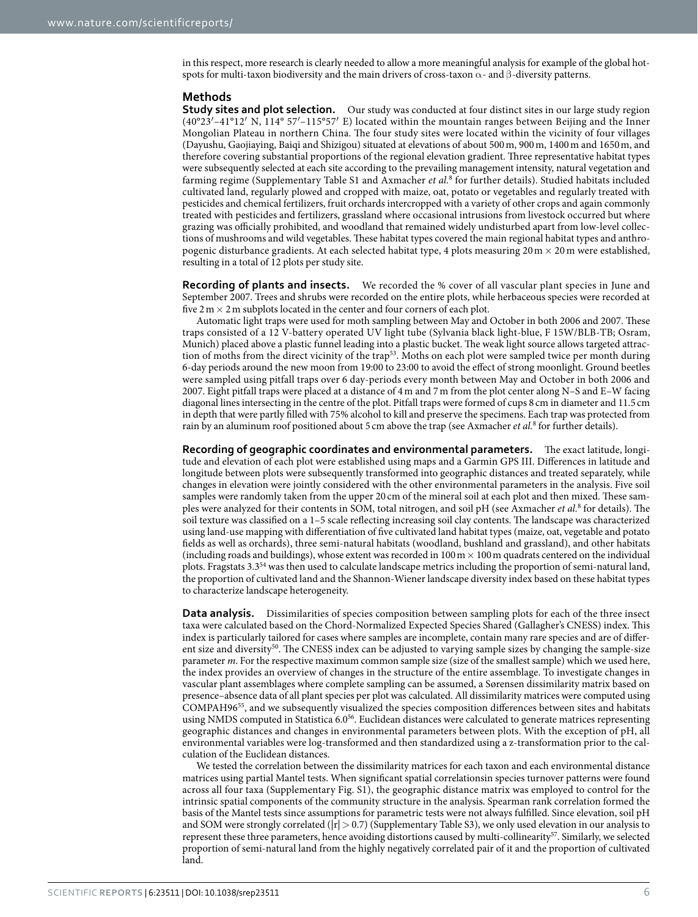in this respect, more research is clearly needed to allow a more meaningful analysis for example of the global hotspots for multi-taxon biodiversity and the main drivers of cross-taxon $\alpha$- and $\beta$-diversity patterns.

## Methods

**Study sites and plot selection.** Our study was conducted at four distinct sites in our large study region (40°23′–41°12′ N, 114° 57′–115°57′ E) located within the mountain ranges between Beijing and the Inner Mongolian Plateau in northern China. The four study sites were located within the vicinity of four villages (Dayushu, Gaojiaying, Baiqi and Shizigou) situated at elevations of about 500 m, 900 m, 1400 m and 1650 m, and therefore covering substantial proportions of the regional elevation gradient. Three representative habitat types were subsequently selected at each site according to the prevailing management intensity, natural vegetation and farming regime (Supplementary Table S1 and Axmacher *et al.*[8] for further details). Studied habitats included cultivated land, regularly plowed and cropped with maize, oat, potato or vegetables and regularly treated with pesticides and chemical fertilizers, fruit orchards intercropped with a variety of other crops and again commonly treated with pesticides and fertilizers, grassland where occasional intrusions from livestock occurred but where grazing was officially prohibited, and woodland that remained widely undisturbed apart from low-level collections of mushrooms and wild vegetables. These habitat types covered the main regional habitat types and anthropogenic disturbance gradients. At each selected habitat type, 4 plots measuring 20 m × 20 m were established, resulting in a total of 12 plots per study site.

**Recording of plants and insects.** We recorded the % cover of all vascular plant species in June and September 2007. Trees and shrubs were recorded on the entire plots, while herbaceous species were recorded at five 2 m × 2 m subplots located in the center and four corners of each plot.

Automatic light traps were used for moth sampling between May and October in both 2006 and 2007. These traps consisted of a 12 V-battery operated UV light tube (Sylvania black light-blue, F 15W/BLB-TB; Osram, Munich) placed above a plastic funnel leading into a plastic bucket. The weak light source allows targeted attraction of moths from the direct vicinity of the trap[53]. Moths on each plot were sampled twice per month during 6-day periods around the new moon from 19:00 to 23:00 to avoid the effect of strong moonlight. Ground beetles were sampled using pitfall traps over 6 day-periods every month between May and October in both 2006 and 2007. Eight pitfall traps were placed at a distance of 4 m and 7 m from the plot center along N–S and E–W facing diagonal lines intersecting in the centre of the plot. Pitfall traps were formed of cups 8 cm in diameter and 11.5 cm in depth that were partly filled with 75% alcohol to kill and preserve the specimens. Each trap was protected from rain by an aluminum roof positioned about 5 cm above the trap (see Axmacher *et al.*[8] for further details).

**Recording of geographic coordinates and environmental parameters.** The exact latitude, longitude and elevation of each plot were established using maps and a Garmin GPS III. Differences in latitude and longitude between plots were subsequently transformed into geographic distances and treated separately, while changes in elevation were jointly considered with the other environmental parameters in the analysis. Five soil samples were randomly taken from the upper 20 cm of the mineral soil at each plot and then mixed. These samples were analyzed for their contents in SOM, total nitrogen, and soil pH (see Axmacher *et al.*[8] for details). The soil texture was classified on a 1–5 scale reflecting increasing soil clay contents. The landscape was characterized using land-use mapping with differentiation of five cultivated land habitat types (maize, oat, vegetable and potato fields as well as orchards), three semi-natural habitats (woodland, bushland and grassland), and other habitats (including roads and buildings), whose extent was recorded in 100 m × 100 m quadrats centered on the individual plots. Fragstats 3.3[54] was then used to calculate landscape metrics including the proportion of semi-natural land, the proportion of cultivated land and the Shannon-Wiener landscape diversity index based on these habitat types to characterize landscape heterogeneity.

**Data analysis.** Dissimilarities of species composition between sampling plots for each of the three insect taxa were calculated based on the Chord-Normalized Expected Species Shared (Gallagher's CNESS) index. This index is particularly tailored for cases where samples are incomplete, contain many rare species and are of different size and diversity[50]. The CNESS index can be adjusted to varying sample sizes by changing the sample-size parameter *m*. For the respective maximum common sample size (size of the smallest sample) which we used here, the index provides an overview of changes in the structure of the entire assemblage. To investigate changes in vascular plant assemblages where complete sampling can be assumed, a Sørensen dissimilarity matrix based on presence–absence data of all plant species per plot was calculated. All dissimilarity matrices were computed using COMPAH96[55], and we subsequently visualized the species composition differences between sites and habitats using NMDS computed in Statistica 6.0[56]. Euclidean distances were calculated to generate matrices representing geographic distances and changes in environmental parameters between plots. With the exception of pH, all environmental variables were log-transformed and then standardized using a z-transformation prior to the calculation of the Euclidean distances.

We tested the correlation between the dissimilarity matrices for each taxon and each environmental distance matrices using partial Mantel tests. When significant spatial correlationsin species turnover patterns were found across all four taxa (Supplementary Fig. S1), the geographic distance matrix was employed to control for the intrinsic spatial components of the community structure in the analysis. Spearman rank correlation formed the basis of the Mantel tests since assumptions for parametric tests were not always fulfilled. Since elevation, soil pH and SOM were strongly correlated ($|r| > 0.7$) (Supplementary Table S3), we only used elevation in our analysis to represent these three parameters, hence avoiding distortions caused by multi-collinearity[57]. Similarly, we selected proportion of semi-natural land from the highly negatively correlated pair of it and the proportion of cultivated land.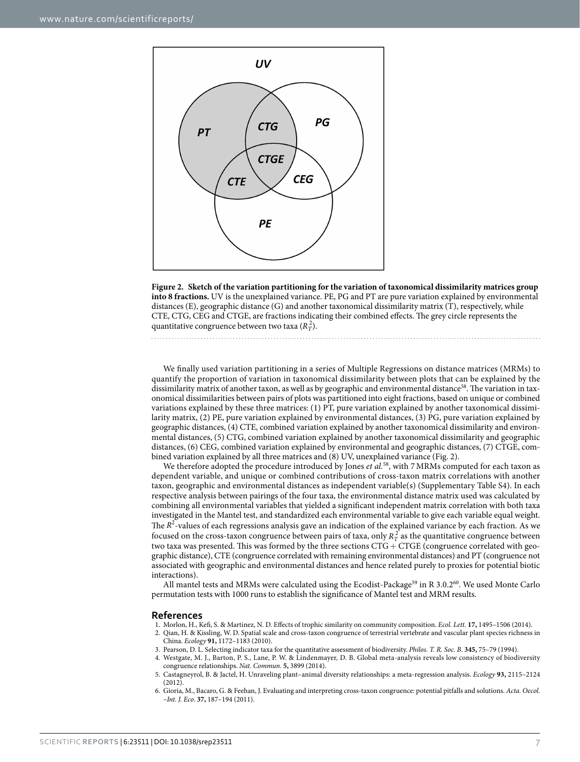**Figure 2. Sketch of the variation partitioning for the variation of taxonomical dissimilarity matrices group into 8 fractions.** UV is the unexplained variance. PE, PG and PT are pure variation explained by environmental distances (E), geographic distance (G) and another taxonomical dissimilarity matrix (T), respectively, while CTE, CTG, CEG and CTGE, are fractions indicating their combined effects. The grey circle represents the quantitative congruence between two taxa ($R_T^2$).

We finally used variation partitioning in a series of Multiple Regressions on distance matrices (MRMs) to quantify the proportion of variation in taxonomical dissimilarity between plots that can be explained by the dissimilarity matrix of another taxon, as well as by geographic and environmental distance[58]. The variation in taxonomical dissimilarities between pairs of plots was partitioned into eight fractions, based on unique or combined variations explained by these three matrices: (1) PT, pure variation explained by another taxonomical dissimilarity matrix, (2) PE, pure variation explained by environmental distances, (3) PG, pure variation explained by geographic distances, (4) CTE, combined variation explained by another taxonomical dissimilarity and environmental distances, (5) CTG, combined variation explained by another taxonomical dissimilarity and geographic distances, (6) CEG, combined variation explained by environmental and geographic distances, (7) CTGE, combined variation explained by all three matrices and (8) UV, unexplained variance (Fig. 2).

We therefore adopted the procedure introduced by Jones *et al.*[58], with 7 MRMs computed for each taxon as dependent variable, and unique or combined contributions of cross-taxon matrix correlations with another taxon, geographic and environmental distances as independent variable(s) (Supplementary Table S4). In each respective analysis between pairings of the four taxa, the environmental distance matrix used was calculated by combining all environmental variables that yielded a significant independent matrix correlation with both taxa investigated in the Mantel test, and standardized each environmental variable to give each variable equal weight. The $R^2$-values of each regressions analysis gave an indication of the explained variance by each fraction. As we focused on the cross-taxon congruence between pairs of taxa, only $R_T^2$ as the quantitative congruence between two taxa was presented. This was formed by the three sections CTG + CTGE (congruence correlated with geographic distance), CTE (congruence correlated with remaining environmental distances) and PT (congruence not associated with geographic and environmental distances and hence related purely to proxies for potential biotic interactions).

All mantel tests and MRMs were calculated using the Ecodist-Package[59] in R 3.0.2[60]. We used Monte Carlo permutation tests with 1000 runs to establish the significance of Mantel test and MRM results.

## References

1. Morlon, H., Kefi, S. & Martinez, N. D. Effects of trophic similarity on community composition. *Ecol. Lett.* **17,** 1495–1506 (2014).
2. Qian, H. & Kissling, W. D. Spatial scale and cross-taxon congruence of terrestrial vertebrate and vascular plant species richness in China. *Ecology* **91,** 1172–1183 (2010).
3. Pearson, D. L. Selecting indicator taxa for the quantitative assessment of biodiversity. *Philos. T. R. Soc. B*. **345,** 75–79 (1994).
4. Westgate, M. J., Barton, P. S., Lane, P. W. & Lindenmayer, D. B. Global meta-analysis reveals low consistency of biodiversity congruence relationships. *Nat. Commun.* **5,** 3899 (2014).
5. Castagneyrol, B. & Jactel, H. Unraveling plant–animal diversity relationships: a meta-regression analysis. *Ecology* **93,** 2115–2124 (2012).
6. Gioria, M., Bacaro, G. & Feehan, J. Evaluating and interpreting cross-taxon congruence: potential pitfalls and solutions. *Acta. Oecol. –Int. J. Eco*. **37,** 187–194 (2011).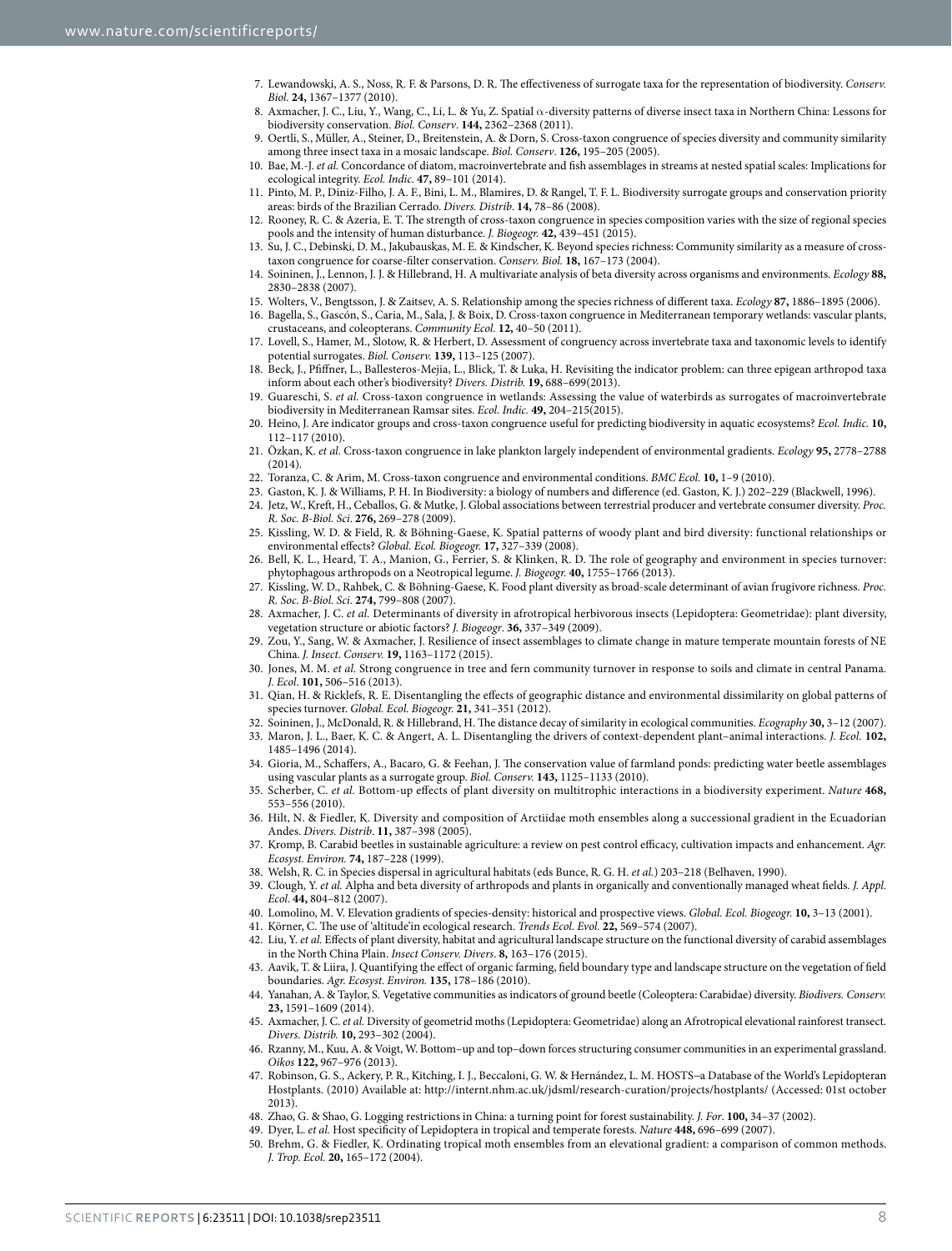7. Lewandowski, A. S., Noss, R. F. & Parsons, D. R. The effectiveness of surrogate taxa for the representation of biodiversity. *Conserv. Biol.* **24,** 1367–1377 (2010).
8. Axmacher, J. C., Liu, Y., Wang, C., Li, L. & Yu, Z. Spatial $\alpha$-diversity patterns of diverse insect taxa in Northern China: Lessons for biodiversity conservation. *Biol. Conserv*. **144,** 2362–2368 (2011).
9. Oertli, S., Müller, A., Steiner, D., Breitenstein, A. & Dorn, S. Cross-taxon congruence of species diversity and community similarity among three insect taxa in a mosaic landscape. *Biol. Conserv*. **126,** 195–205 (2005).
10. Bae, M.-J. *et al.* Concordance of diatom, macroinvertebrate and fish assemblages in streams at nested spatial scales: Implications for ecological integrity. *Ecol. Indic.* **47,** 89–101 (2014).
11. Pinto, M. P., Diniz-Filho, J. A. F., Bini, L. M., Blamires, D. & Rangel, T. F. L. Biodiversity surrogate groups and conservation priority areas: birds of the Brazilian Cerrado. *Divers. Distrib*. **14,** 78–86 (2008).
12. Rooney, R. C. & Azeria, E. T. The strength of cross-taxon congruence in species composition varies with the size of regional species pools and the intensity of human disturbance. *J. Biogeogr.* **42,** 439–451 (2015).
13. Su, J. C., Debinski, D. M., Jakubauskas, M. E. & Kindscher, K. Beyond species richness: Community similarity as a measure of cross-taxon congruence for coarse-filter conservation. *Conserv. Biol.* **18,** 167–173 (2004).
14. Soininen, J., Lennon, J. J. & Hillebrand, H. A multivariate analysis of beta diversity across organisms and environments. *Ecology* **88,** 2830–2838 (2007).
15. Wolters, V., Bengtsson, J. & Zaitsev, A. S. Relationship among the species richness of different taxa. *Ecology* **87,** 1886–1895 (2006).
16. Bagella, S., Gascón, S., Caria, M., Sala, J. & Boix, D. Cross-taxon congruence in Mediterranean temporary wetlands: vascular plants, crustaceans, and coleopterans. *Community Ecol.* **12,** 40–50 (2011).
17. Lovell, S., Hamer, M., Slotow, R. & Herbert, D. Assessment of congruency across invertebrate taxa and taxonomic levels to identify potential surrogates. *Biol. Conserv.* **139,** 113–125 (2007).
18. Beck, J., Pfiffner, L., Ballesteros-Mejia, L., Blick, T. & Luka, H. Revisiting the indicator problem: can three epigean arthropod taxa inform about each other's biodiversity? *Divers. Distrib.* **19,** 688–699(2013).
19. Guareschi, S. *et al.* Cross-taxon congruence in wetlands: Assessing the value of waterbirds as surrogates of macroinvertebrate biodiversity in Mediterranean Ramsar sites. *Ecol. Indic.* **49,** 204–215(2015).
20. Heino, J. Are indicator groups and cross-taxon congruence useful for predicting biodiversity in aquatic ecosystems? *Ecol. Indic.* **10,** 112–117 (2010).
21. Özkan, K. *et al.* Cross-taxon congruence in lake plankton largely independent of environmental gradients. *Ecology* **95,** 2778–2788 (2014).
22. Toranza, C. & Arim, M. Cross-taxon congruence and environmental conditions. *BMC Ecol.* **10,** 1–9 (2010).
23. Gaston, K. J. & Williams, P. H. In Biodiversity: a biology of numbers and difference (ed. Gaston, K. J.) 202–229 (Blackwell, 1996).
24. Jetz, W., Kreft, H., Ceballos, G. & Mutke, J. Global associations between terrestrial producer and vertebrate consumer diversity. *Proc. R. Soc. B-Biol. Sci*. **276,** 269–278 (2009).
25. Kissling, W. D. & Field, R. & Böhning-Gaese, K. Spatial patterns of woody plant and bird diversity: functional relationships or environmental effects? *Global. Ecol. Biogeogr.* **17,** 327–339 (2008).
26. Bell, K. L., Heard, T. A., Manion, G., Ferrier, S. & Klinken, R. D. The role of geography and environment in species turnover: phytophagous arthropods on a Neotropical legume. *J. Biogeogr.* **40,** 1755–1766 (2013).
27. Kissling, W. D., Rahbek, C. & Böhning-Gaese, K. Food plant diversity as broad-scale determinant of avian frugivore richness. *Proc. R. Soc. B-Biol. Sci.* **274,** 799–808 (2007).
28. Axmacher, J. C. *et al.* Determinants of diversity in afrotropical herbivorous insects (Lepidoptera: Geometridae): plant diversity, vegetation structure or abiotic factors? *J. Biogeogr*. **36,** 337–349 (2009).
29. Zou, Y., Sang, W. & Axmacher, J. Resilience of insect assemblages to climate change in mature temperate mountain forests of NE China. *J. Insect. Conserv.* **19,** 1163–1172 (2015).
30. Jones, M. M. *et al.* Strong congruence in tree and fern community turnover in response to soils and climate in central Panama. *J. Ecol*. **101,** 506–516 (2013).
31. Qian, H. & Ricklefs, R. E. Disentangling the effects of geographic distance and environmental dissimilarity on global patterns of species turnover. *Global. Ecol. Biogeogr.* **21,** 341–351 (2012).
32. Soininen, J., McDonald, R. & Hillebrand, H. The distance decay of similarity in ecological communities. *Ecography* **30,** 3–12 (2007).
33. Maron, J. L., Baer, K. C. & Angert, A. L. Disentangling the drivers of context-dependent plant–animal interactions. *J. Ecol.* **102,** 1485–1496 (2014).
34. Gioria, M., Schaffers, A., Bacaro, G. & Feehan, J. The conservation value of farmland ponds: predicting water beetle assemblages using vascular plants as a surrogate group. *Biol. Conserv.* **143,** 1125–1133 (2010).
35. Scherber, C. *et al.* Bottom-up effects of plant diversity on multitrophic interactions in a biodiversity experiment. *Nature* **468,** 553–556 (2010).
36. Hilt, N. & Fiedler, K. Diversity and composition of Arctiidae moth ensembles along a successional gradient in the Ecuadorian Andes. *Divers. Distrib*. **11,** 387–398 (2005).
37. Kromp, B. Carabid beetles in sustainable agriculture: a review on pest control efficacy, cultivation impacts and enhancement. *Agr. Ecosyst. Environ.* **74,** 187–228 (1999).
38. Welsh, R. C. in Species dispersal in agricultural habitats (eds Bunce, R. G. H. *et al.*) 203–218 (Belhaven, 1990).
39. Clough, Y. *et al.* Alpha and beta diversity of arthropods and plants in organically and conventionally managed wheat fields. *J. Appl. Ecol*. **44,** 804–812 (2007).
40. Lomolino, M. V. Elevation gradients of species-density: historical and prospective views. *Global. Ecol. Biogeogr.* **10,** 3–13 (2001).
41. Körner, C. The use of 'altitude'in ecological research. *Trends Ecol. Evol.* **22,** 569–574 (2007).
42. Liu, Y. *et al.* Effects of plant diversity, habitat and agricultural landscape structure on the functional diversity of carabid assemblages in the North China Plain. *Insect Conserv. Divers*. **8,** 163–176 (2015).
43. Aavik, T. & Liira, J. Quantifying the effect of organic farming, field boundary type and landscape structure on the vegetation of field boundaries. *Agr. Ecosyst. Environ.* **135,** 178–186 (2010).
44. Yanahan, A. & Taylor, S. Vegetative communities as indicators of ground beetle (Coleoptera: Carabidae) diversity. *Biodivers. Conserv.* **23,** 1591–1609 (2014).
45. Axmacher, J. C. *et al.* Diversity of geometrid moths (Lepidoptera: Geometridae) along an Afrotropical elevational rainforest transect. *Divers. Distrib.* **10,** 293–302 (2004).
46. Rzanny, M., Kuu, A. & Voigt, W. Bottom–up and top–down forces structuring consumer communities in an experimental grassland. *Oikos* **122,** 967–976 (2013).
47. Robinson, G. S., Ackery, P. R., Kitching, I. J., Beccaloni, G. W. & Hernández, L. M. HOSTS–a Database of the World's Lepidopteran Hostplants. (2010) Available at: http://internt.nhm.ac.uk/jdsml/research-curation/projects/hostplants/ (Accessed: 01st october 2013).
48. Zhao, G. & Shao, G. Logging restrictions in China: a turning point for forest sustainability. *J. For*. **100,** 34–37 (2002).
49. Dyer, L. *et al.* Host specificity of Lepidoptera in tropical and temperate forests. *Nature* **448,** 696–699 (2007).
50. Brehm, G. & Fiedler, K. Ordinating tropical moth ensembles from an elevational gradient: a comparison of common methods. *J. Trop. Ecol.* **20,** 165–172 (2004).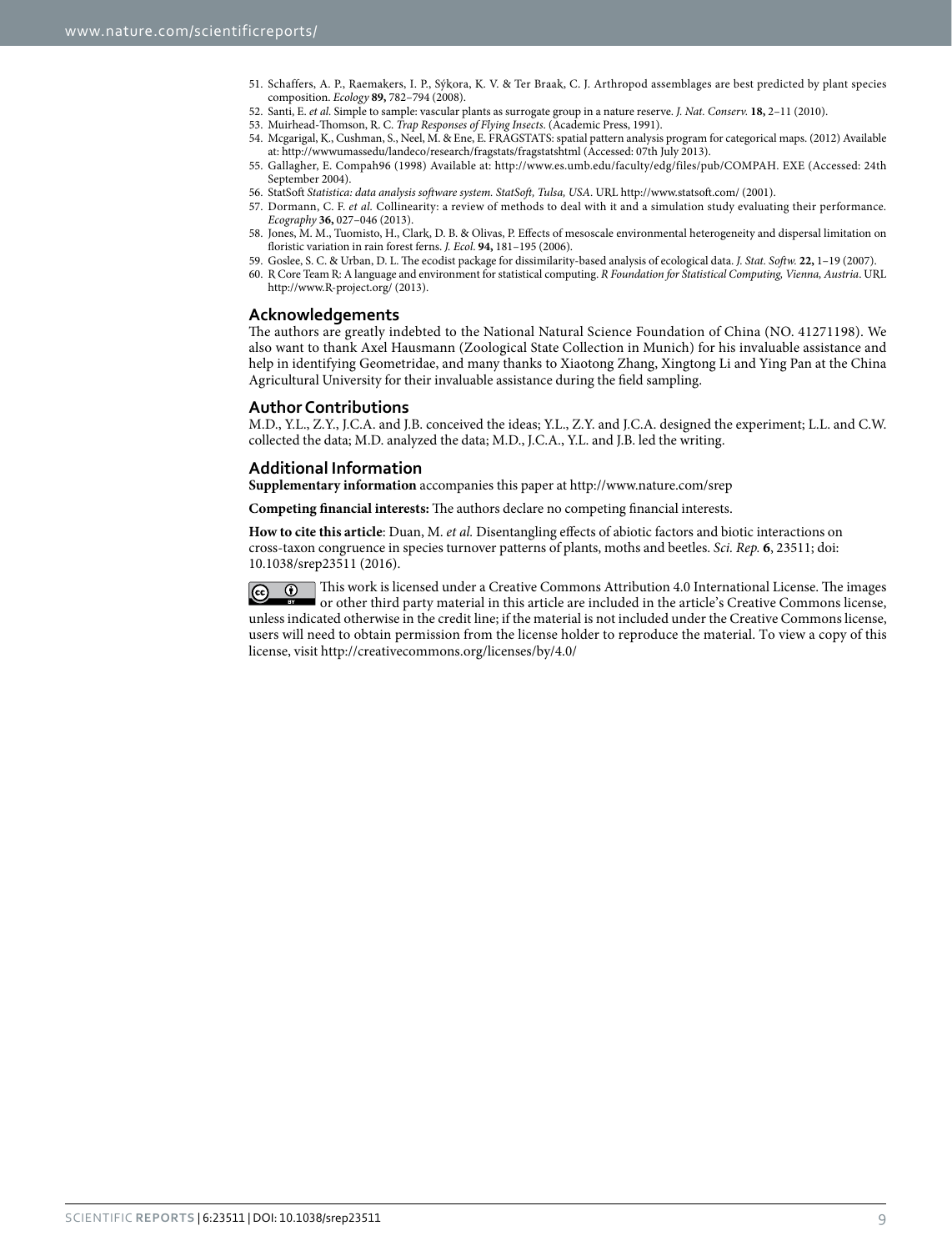51. Schaffers, A. P., Raemakers, I. P., Sýkora, K. V. & Ter Braak, C. J. Arthropod assemblages are best predicted by plant species composition. *Ecology* **89,** 782–794 (2008).
52. Santi, E. *et al.* Simple to sample: vascular plants as surrogate group in a nature reserve. *J. Nat. Conserv.* **18,** 2–11 (2010).
53. Muirhead-Thomson, R. C. *Trap Responses of Flying Insects*. (Academic Press, 1991).
54. Mcgarigal, K., Cushman, S., Neel, M. & Ene, E. FRAGSTATS: spatial pattern analysis program for categorical maps. (2012) Available at: http://wwwumassedu/landeco/research/fragstats/fragstatshtml (Accessed: 07th July 2013).
55. Gallagher, E. Compah96 (1998) Available at: http://www.es.umb.edu/faculty/edg/files/pub/COMPAH. EXE (Accessed: 24th September 2004).
56. StatSoft *Statistica: data analysis software system. StatSoft, Tulsa, USA*. URL http://www.statsoft.com/ (2001).
57. Dormann, C. F. *et al.* Collinearity: a review of methods to deal with it and a simulation study evaluating their performance. *Ecography* **36,** 027–046 (2013).
58. Jones, M. M., Tuomisto, H., Clark, D. B. & Olivas, P. Effects of mesoscale environmental heterogeneity and dispersal limitation on floristic variation in rain forest ferns. *J. Ecol.* **94,** 181–195 (2006).
59. Goslee, S. C. & Urban, D. L. The ecodist package for dissimilarity-based analysis of ecological data. *J. Stat. Softw.* **22,** 1–19 (2007).
60. R Core Team R: A language and environment for statistical computing. *R Foundation for Statistical Computing, Vienna, Austria*. URL http://www.R-project.org/ (2013).

## Acknowledgements

The authors are greatly indebted to the National Natural Science Foundation of China (NO. 41271198). We also want to thank Axel Hausmann (Zoological State Collection in Munich) for his invaluable assistance and help in identifying Geometridae, and many thanks to Xiaotong Zhang, Xingtong Li and Ying Pan at the China Agricultural University for their invaluable assistance during the field sampling.

## Author Contributions

M.D., Y.L., Z.Y., J.C.A. and J.B. conceived the ideas; Y.L., Z.Y. and J.C.A. designed the experiment; L.L. and C.W. collected the data; M.D. analyzed the data; M.D., J.C.A., Y.L. and J.B. led the writing.

## Additional Information

**Supplementary information** accompanies this paper at http://www.nature.com/srep

**Competing financial interests:** The authors declare no competing financial interests.

**How to cite this article**: Duan, M. *et al.* Disentangling effects of abiotic factors and biotic interactions on cross-taxon congruence in species turnover patterns of plants, moths and beetles. *Sci. Rep.* **6**, 23511; doi: 10.1038/srep23511 (2016).

This work is licensed under a Creative Commons Attribution 4.0 International License. The images or other third party material in this article are included in the article's Creative Commons license, unless indicated otherwise in the credit line; if the material is not included under the Creative Commons license, users will need to obtain permission from the license holder to reproduce the material. To view a copy of this license, visit http://creativecommons.org/licenses/by/4.0/